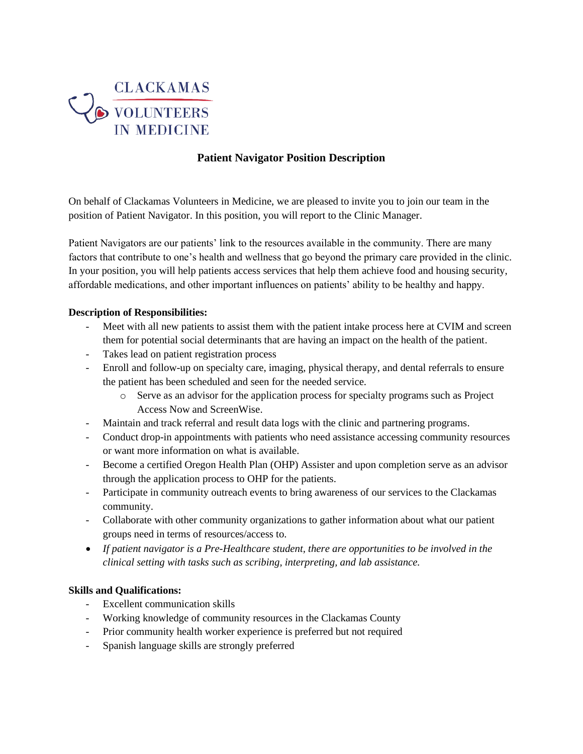CLACKAMAS VOLUNTEERS IN MEDICINE

## Patient Navigator Position Description

On behalf of Clackamas Volunteers in Medicine, we are pleased to invite you to join our team in the position of Patient Navigator. In this position, you will report to the Clinic Manager.

Patient Navigators are our patients' link to the resources available in the community. There are many factors that contribute to one's health and wellness that go beyond the primary care provided in the clinic. In your position, you will help patients access services that help them achieve food and housing security, affordable medications, and other important influences on patients' ability to be healthy and happy.

**Description of Responsibilities:**

- Meet with all new patients to assist them with the patient intake process here at CVIM and screen them for potential social determinants that are having an impact on the health of the patient.
- Takes lead on patient registration process
- Enroll and follow-up on specialty care, imaging, physical therapy, and dental referrals to ensure the patient has been scheduled and seen for the needed service.
  - Serve as an advisor for the application process for specialty programs such as Project Access Now and ScreenWise.
- Maintain and track referral and result data logs with the clinic and partnering programs.
- Conduct drop-in appointments with patients who need assistance accessing community resources or want more information on what is available.
- Become a certified Oregon Health Plan (OHP) Assister and upon completion serve as an advisor through the application process to OHP for the patients.
- Participate in community outreach events to bring awareness of our services to the Clackamas community.
- Collaborate with other community organizations to gather information about what our patient groups need in terms of resources/access to.
- *If patient navigator is a Pre-Healthcare student, there are opportunities to be involved in the clinical setting with tasks such as scribing, interpreting, and lab assistance.*

**Skills and Qualifications:**

- Excellent communication skills
- Working knowledge of community resources in the Clackamas County
- Prior community health worker experience is preferred but not required
- Spanish language skills are strongly preferred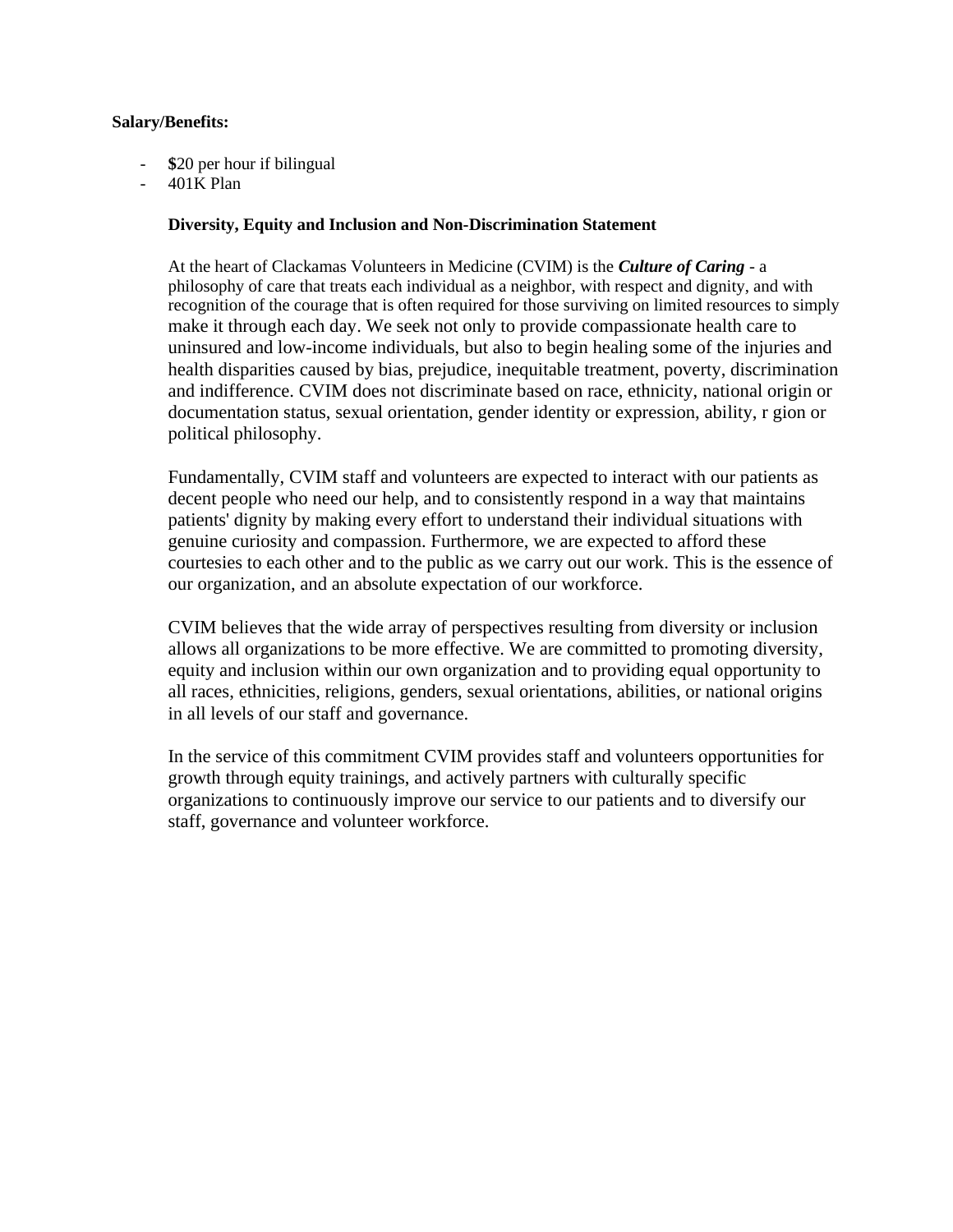**Salary/Benefits:**

- $20 per hour if bilingual
- 401K Plan

**Diversity, Equity and Inclusion and Non-Discrimination Statement**

At the heart of Clackamas Volunteers in Medicine (CVIM) is the ***Culture of Caring*** - a philosophy of care that treats each individual as a neighbor, with respect and dignity, and with recognition of the courage that is often required for those surviving on limited resources to simply make it through each day. We seek not only to provide compassionate health care to uninsured and low-income individuals, but also to begin healing some of the injuries and health disparities caused by bias, prejudice, inequitable treatment, poverty, discrimination and indifference. CVIM does not discriminate based on race, ethnicity, national origin or documentation status, sexual orientation, gender identity or expression, ability, r gion or political philosophy.

Fundamentally, CVIM staff and volunteers are expected to interact with our patients as decent people who need our help, and to consistently respond in a way that maintains patients' dignity by making every effort to understand their individual situations with genuine curiosity and compassion. Furthermore, we are expected to afford these courtesies to each other and to the public as we carry out our work. This is the essence of our organization, and an absolute expectation of our workforce.

CVIM believes that the wide array of perspectives resulting from diversity or inclusion allows all organizations to be more effective. We are committed to promoting diversity, equity and inclusion within our own organization and to providing equal opportunity to all races, ethnicities, religions, genders, sexual orientations, abilities, or national origins in all levels of our staff and governance.

In the service of this commitment CVIM provides staff and volunteers opportunities for growth through equity trainings, and actively partners with culturally specific organizations to continuously improve our service to our patients and to diversify our staff, governance and volunteer workforce.